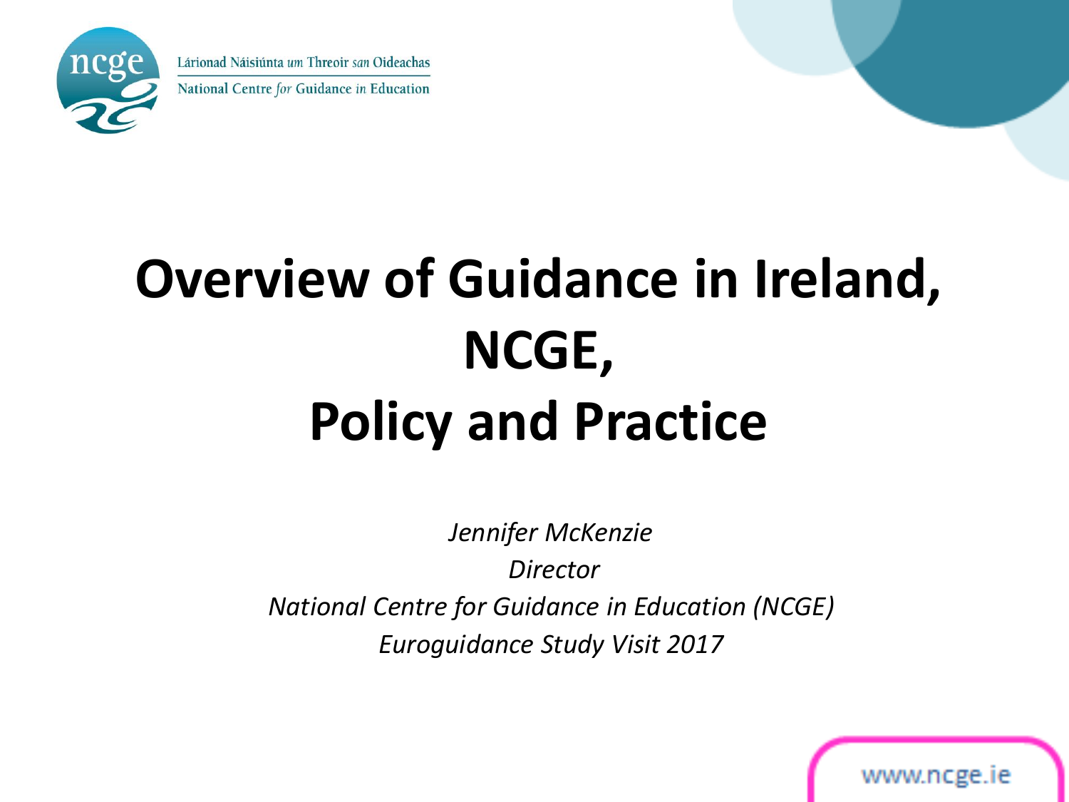Lárionad Náisiúnta *um* Threoir *san* Oideachas

National Centre *for* Guidance *in* Education

# Overview of Guidance in Ireland, NCGE, Policy and Practice

*Jennifer McKenzie*

*Director*

*National Centre for Guidance in Education (NCGE)*

*Euroguidance Study Visit 2017*

www.ncge.ie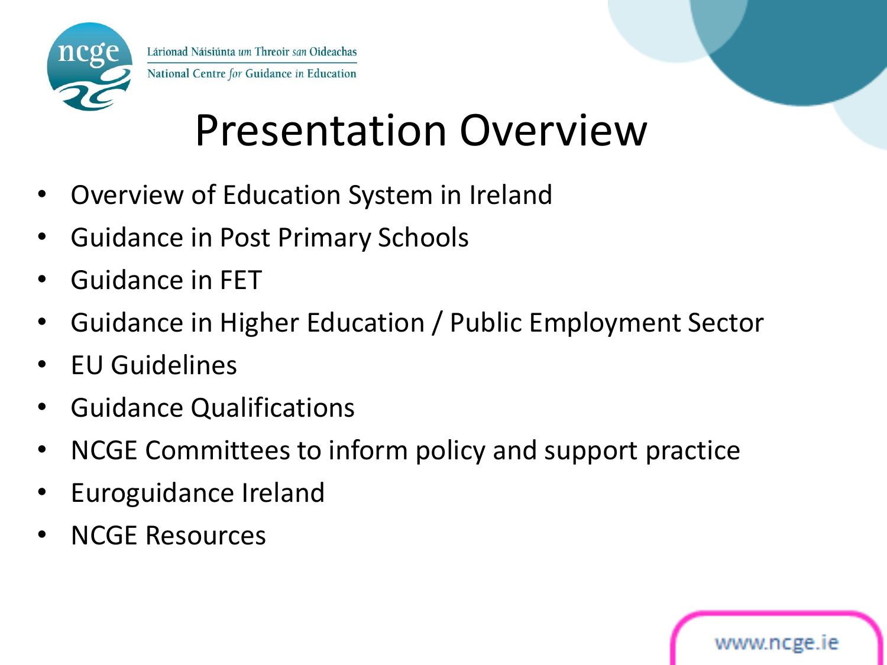# Presentation Overview

- Overview of Education System in Ireland
- Guidance in Post Primary Schools
- Guidance in FET
- Guidance in Higher Education / Public Employment Sector
- EU Guidelines
- Guidance Qualifications
- NCGE Committees to inform policy and support practice
- Euroguidance Ireland
- NCGE Resources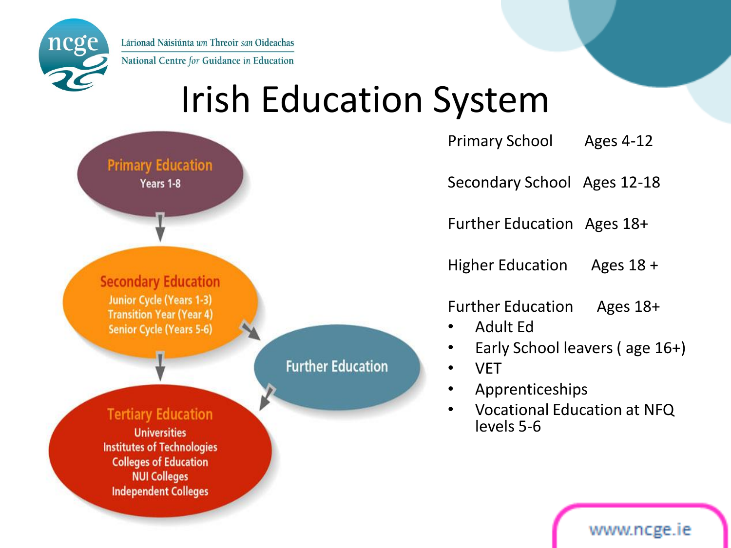Láríonad Náisiúnta *um* Threoir *san* Oideachas

National Centre *for* Guidance *in* Education

# Irish Education System

**Primary Education**
Years 1-8

**Secondary Education**
Junior Cycle (Years 1-3)
Transition Year (Year 4)
Senior Cycle (Years 5-6)

**Further Education**

**Tertiary Education**
Universities
Institutes of Technologies
Colleges of Education
NUI Colleges
Independent Colleges

| | |
|---|---|
| Primary School | Ages 4-12 |
| Secondary School | Ages 12-18 |
| Further Education | Ages 18+ |
| Higher Education | Ages 18 + |
| Further Education | Ages 18+ |

- Adult Ed
- Early School leavers ( age 16+)
- VET
- Apprenticeships
- Vocational Education at NFQ levels 5-6

www.ncge.ie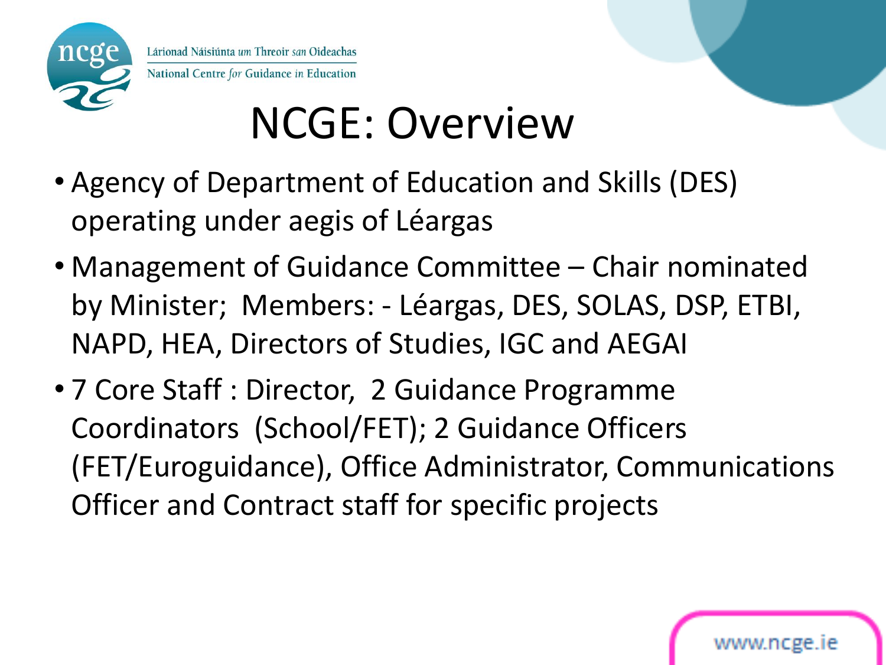# NCGE: Overview

- Agency of Department of Education and Skills (DES) operating under aegis of Léargas
- Management of Guidance Committee – Chair nominated by Minister; Members: - Léargas, DES, SOLAS, DSP, ETBI, NAPD, HEA, Directors of Studies, IGC and AEGAI
- 7 Core Staff : Director, 2 Guidance Programme Coordinators (School/FET); 2 Guidance Officers (FET/Euroguidance), Office Administrator, Communications Officer and Contract staff for specific projects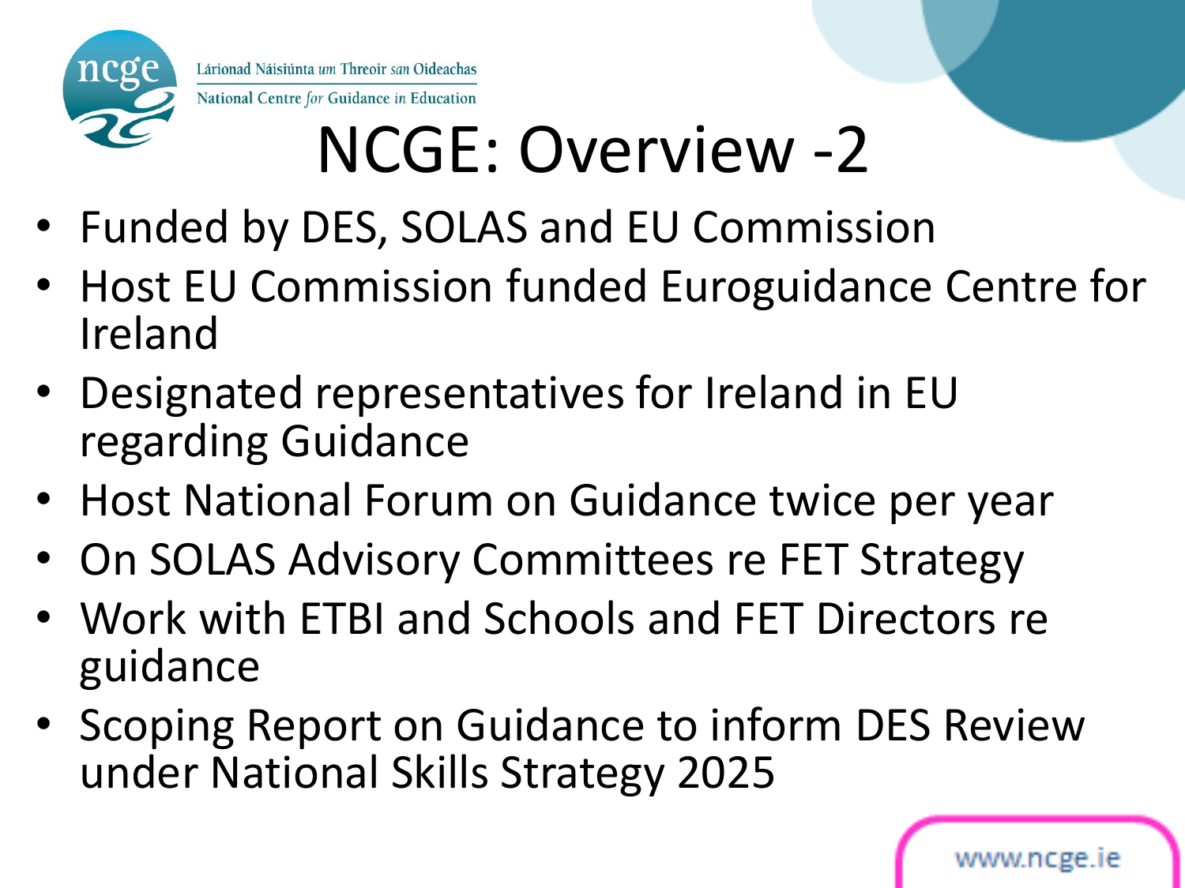# NCGE: Overview -2

- Funded by DES, SOLAS and EU Commission
- Host EU Commission funded Euroguidance Centre for Ireland
- Designated representatives for Ireland in EU regarding Guidance
- Host National Forum on Guidance twice per year
- On SOLAS Advisory Committees re FET Strategy
- Work with ETBI and Schools and FET Directors re guidance
- Scoping Report on Guidance to inform DES Review under National Skills Strategy 2025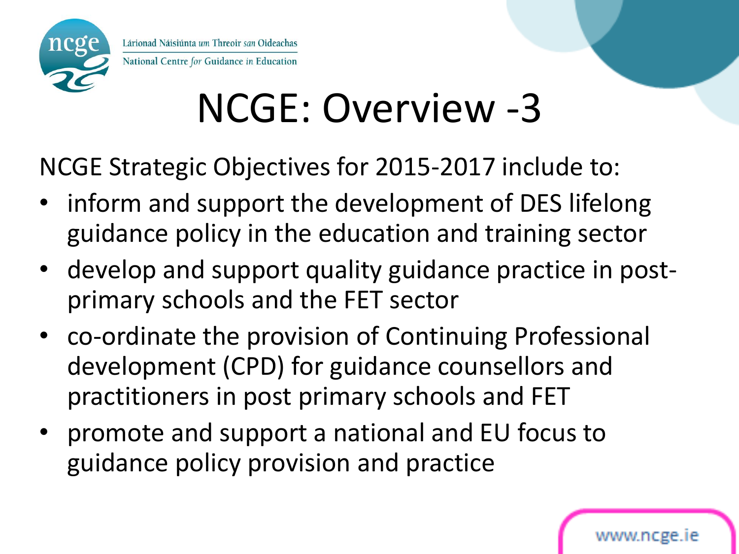# NCGE: Overview -3

NCGE Strategic Objectives for 2015-2017 include to:

- inform and support the development of DES lifelong guidance policy in the education and training sector
- develop and support quality guidance practice in post-primary schools and the FET sector
- co-ordinate the provision of Continuing Professional development (CPD) for guidance counsellors and practitioners in post primary schools and FET
- promote and support a national and EU focus to guidance policy provision and practice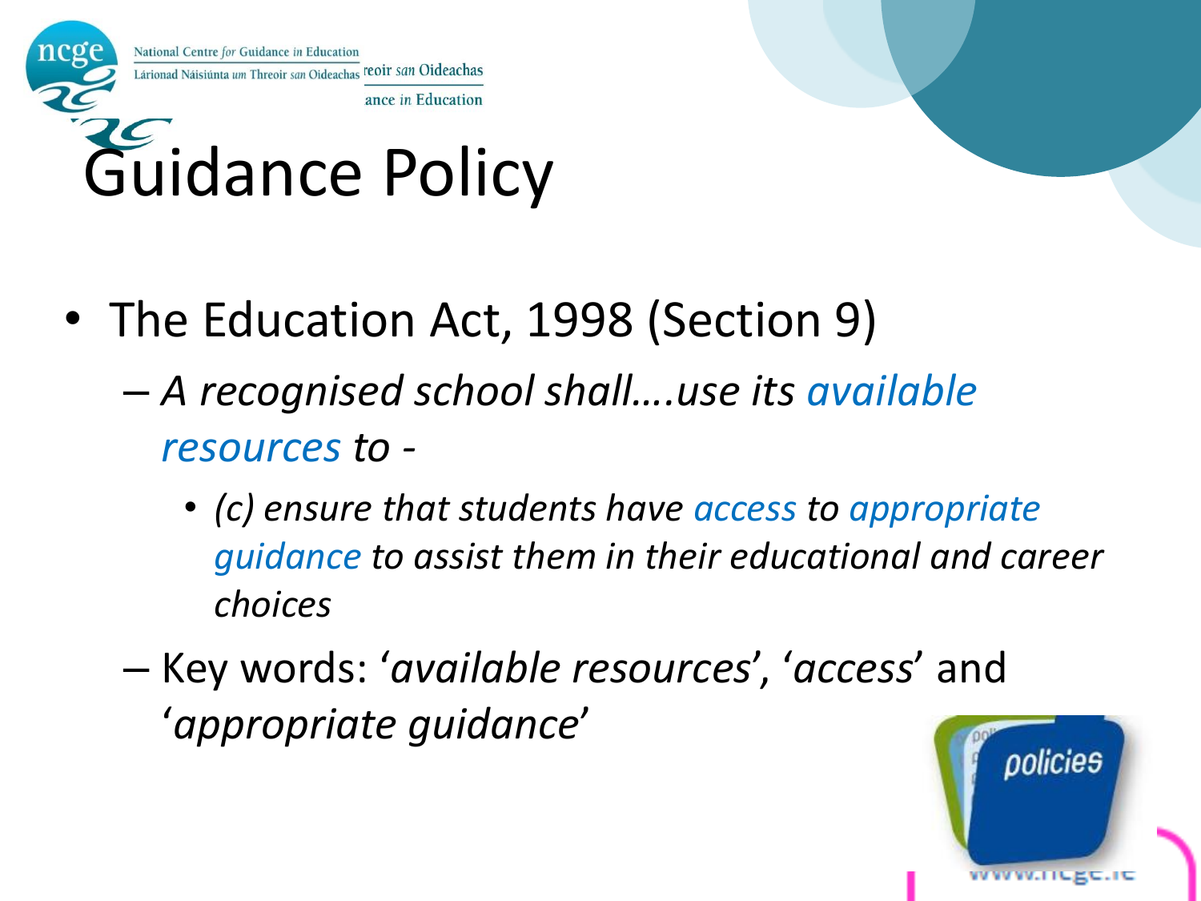# Guidance Policy

- The Education Act, 1998 (Section 9)
  - *A recognised school shall….use its available resources to -*
    - *(c) ensure that students have access to appropriate guidance to assist them in their educational and career choices*
  - Key words: '*available resources*', '*access*' and '*appropriate guidance*'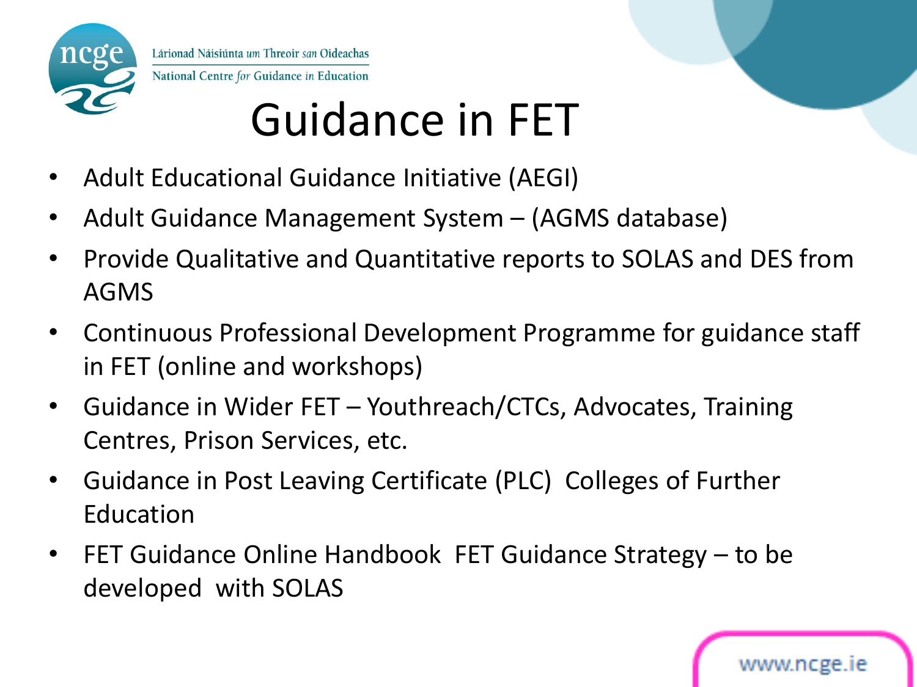# Guidance in FET

- Adult Educational Guidance Initiative (AEGI)
- Adult Guidance Management System – (AGMS database)
- Provide Qualitative and Quantitative reports to SOLAS and DES from AGMS
- Continuous Professional Development Programme for guidance staff in FET (online and workshops)
- Guidance in Wider FET – Youthreach/CTCs, Advocates, Training Centres, Prison Services, etc.
- Guidance in Post Leaving Certificate (PLC) Colleges of Further Education
- FET Guidance Online Handbook FET Guidance Strategy – to be developed with SOLAS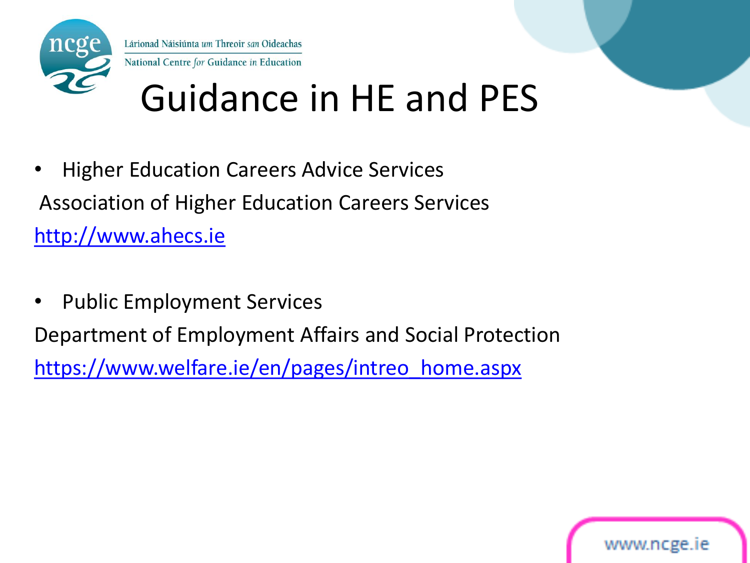# Guidance in HE and PES

- Higher Education Careers Advice Services

Association of Higher Education Careers Services

http://www.ahecs.ie

- Public Employment Services

Department of Employment Affairs and Social Protection

https://www.welfare.ie/en/pages/intreo_home.aspx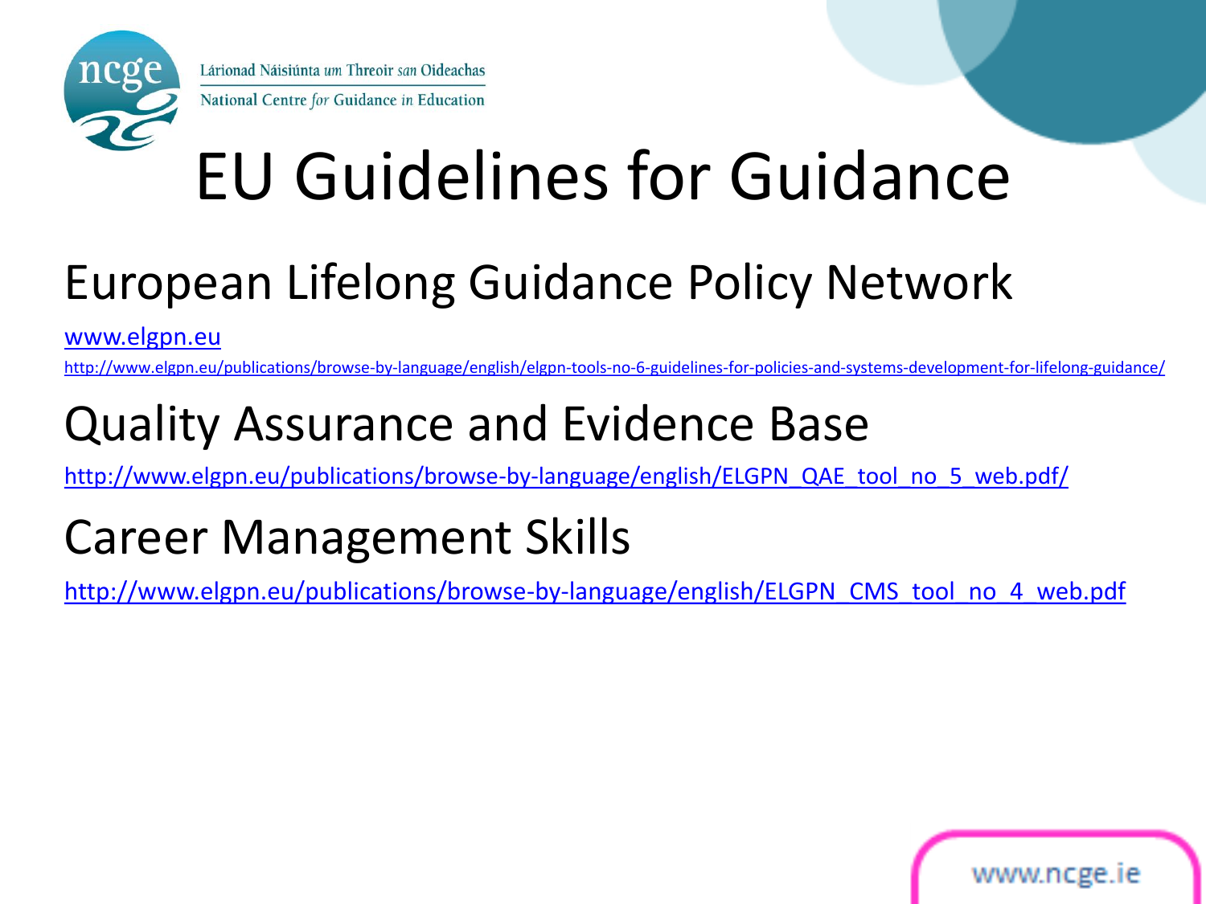# EU Guidelines for Guidance

## European Lifelong Guidance Policy Network

www.elgpn.eu

http://www.elgpn.eu/publications/browse-by-language/english/elgpn-tools-no-6-guidelines-for-policies-and-systems-development-for-lifelong-guidance/

## Quality Assurance and Evidence Base

http://www.elgpn.eu/publications/browse-by-language/english/ELGPN_QAE_tool_no_5_web.pdf/

## Career Management Skills

http://www.elgpn.eu/publications/browse-by-language/english/ELGPN_CMS_tool_no_4_web.pdf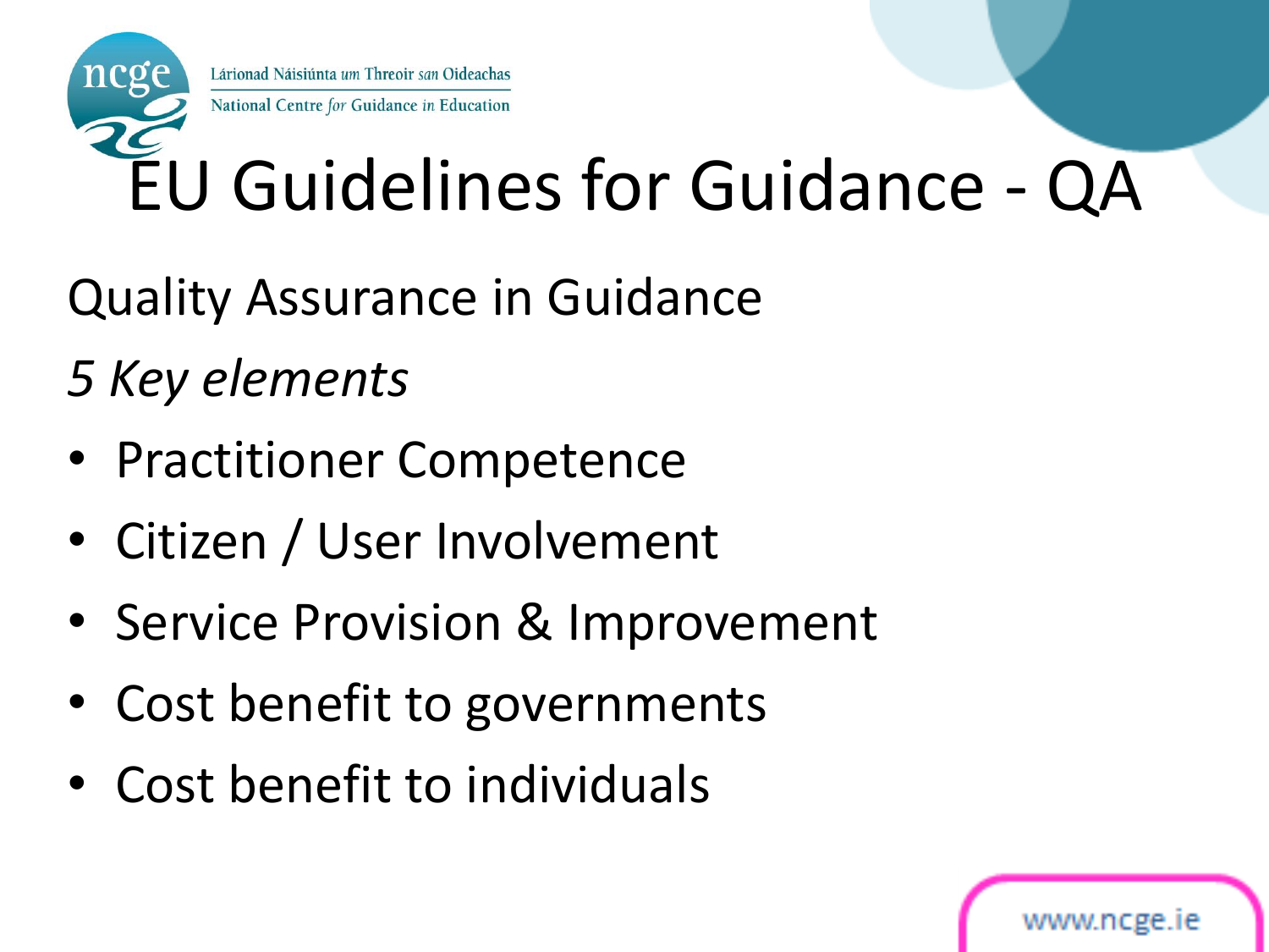# EU Guidelines for Guidance - QA

Quality Assurance in Guidance

*5 Key elements*

- Practitioner Competence
- Citizen / User Involvement
- Service Provision & Improvement
- Cost benefit to governments
- Cost benefit to individuals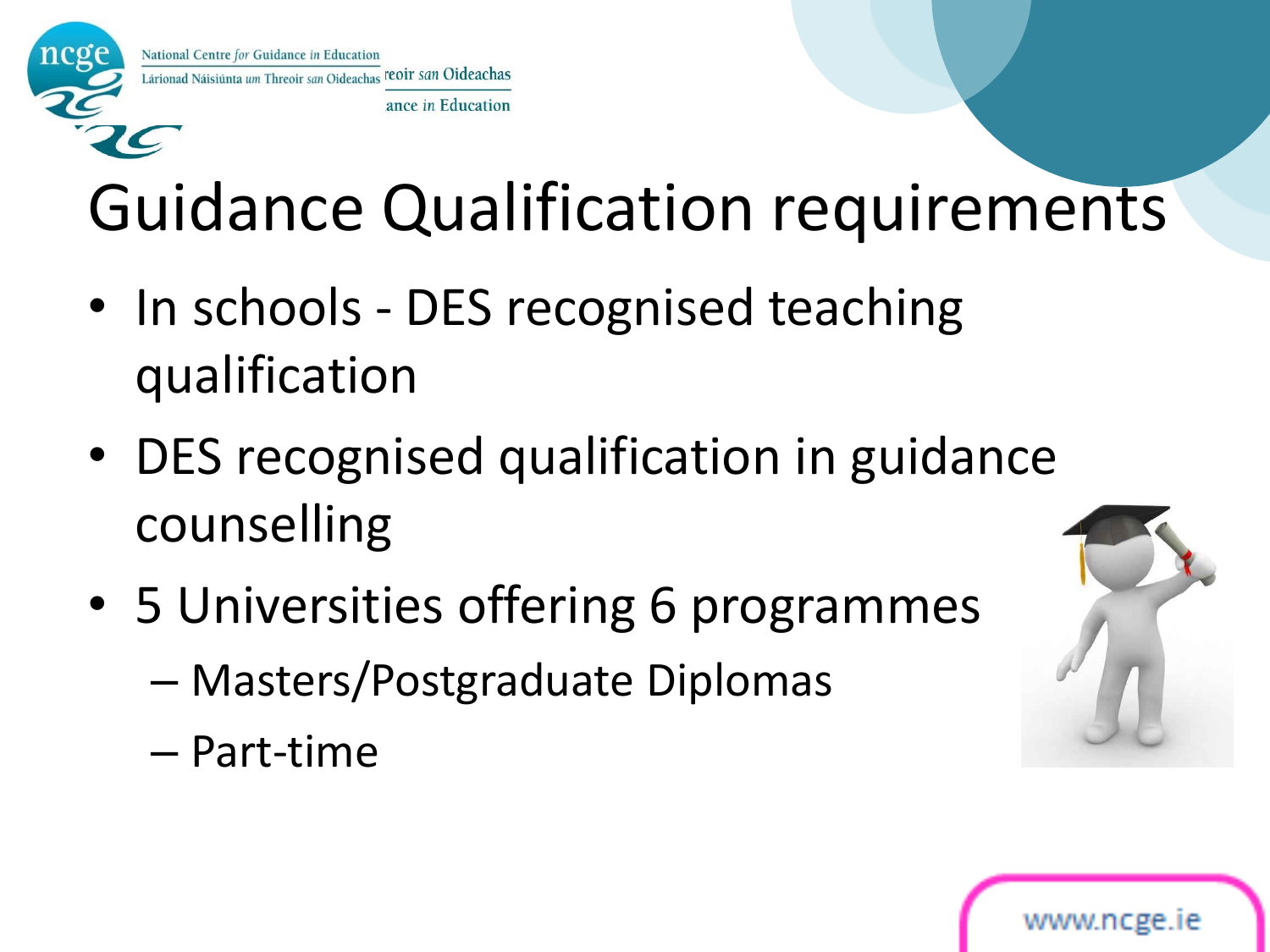# Guidance Qualification requirements

- In schools - DES recognised teaching qualification
- DES recognised qualification in guidance counselling
- 5 Universities offering 6 programmes
  - Masters/Postgraduate Diplomas
  - Part-time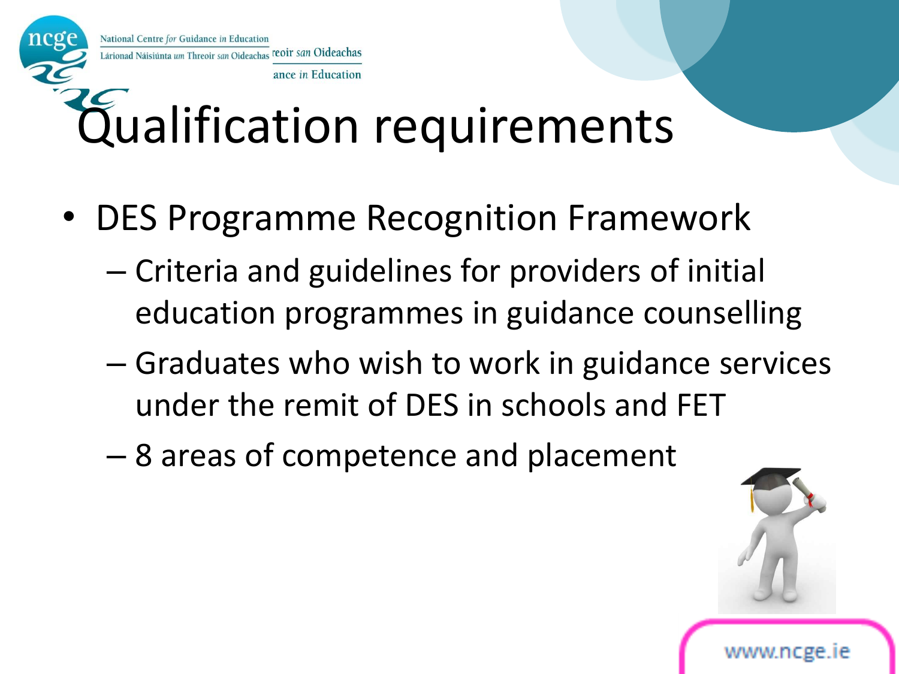# Qualification requirements

- DES Programme Recognition Framework
  - Criteria and guidelines for providers of initial education programmes in guidance counselling
  - Graduates who wish to work in guidance services under the remit of DES in schools and FET
  - 8 areas of competence and placement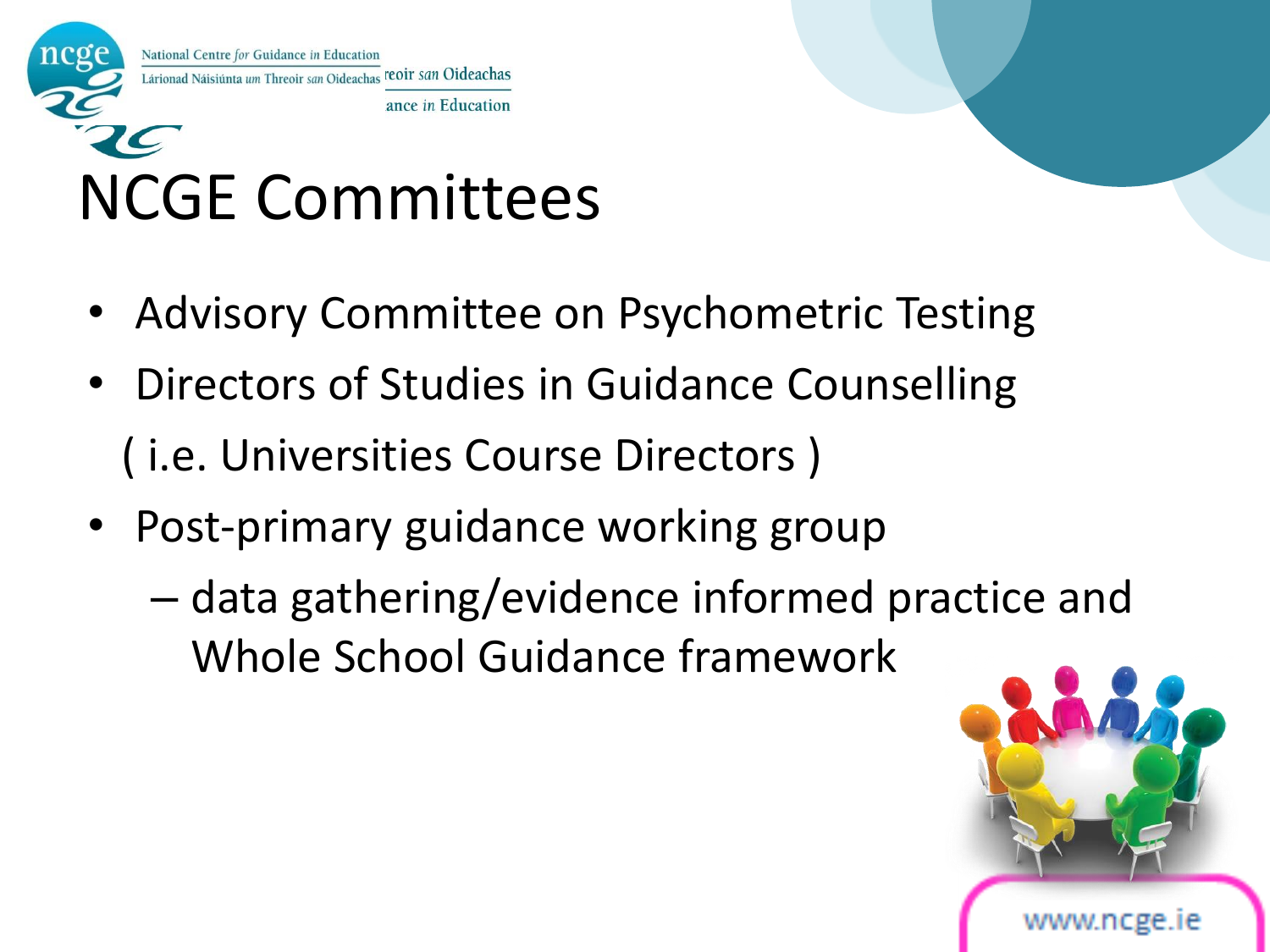# NCGE Committees

- Advisory Committee on Psychometric Testing
- Directors of Studies in Guidance Counselling

  ( i.e. Universities Course Directors )
- Post-primary guidance working group
  - data gathering/evidence informed practice and Whole School Guidance framework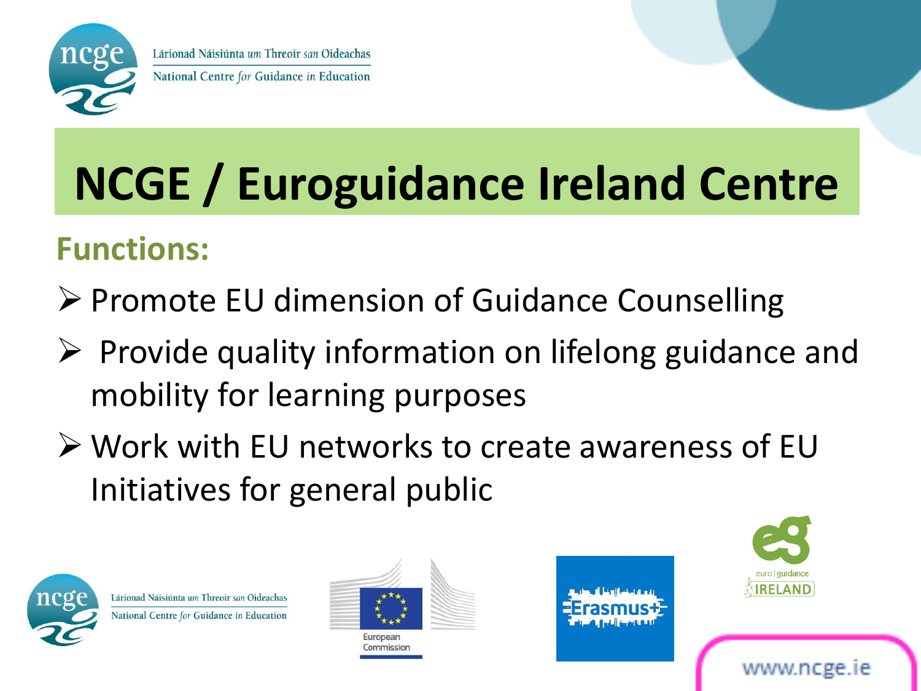Lárionad Náisiúnta *um* Threoir *san* Oideachas

National Centre *for* Guidance *in* Education

# NCGE / Euroguidance Ireland Centre

## Functions:

- Promote EU dimension of Guidance Counselling
- Provide quality information on lifelong guidance and mobility for learning purposes
- Work with EU networks to create awareness of EU Initiatives for general public

www.ncge.ie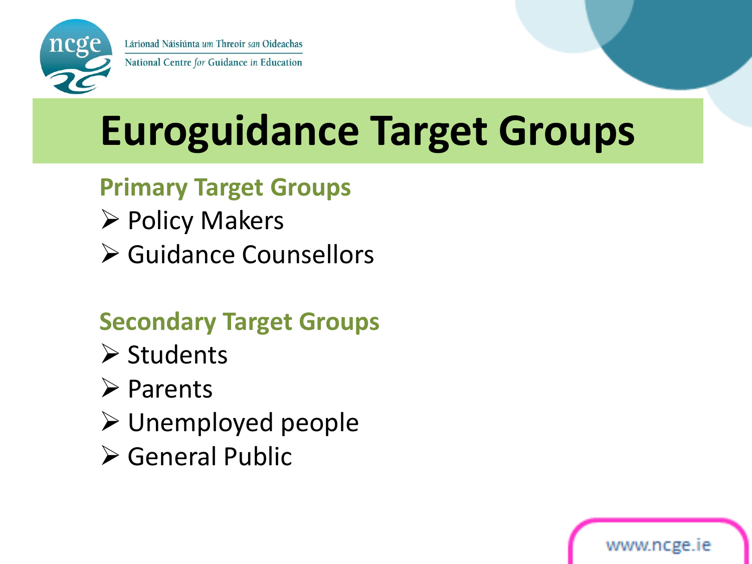# Euroguidance Target Groups

## Primary Target Groups

- Policy Makers
- Guidance Counsellors

## Secondary Target Groups

- Students
- Parents
- Unemployed people
- General Public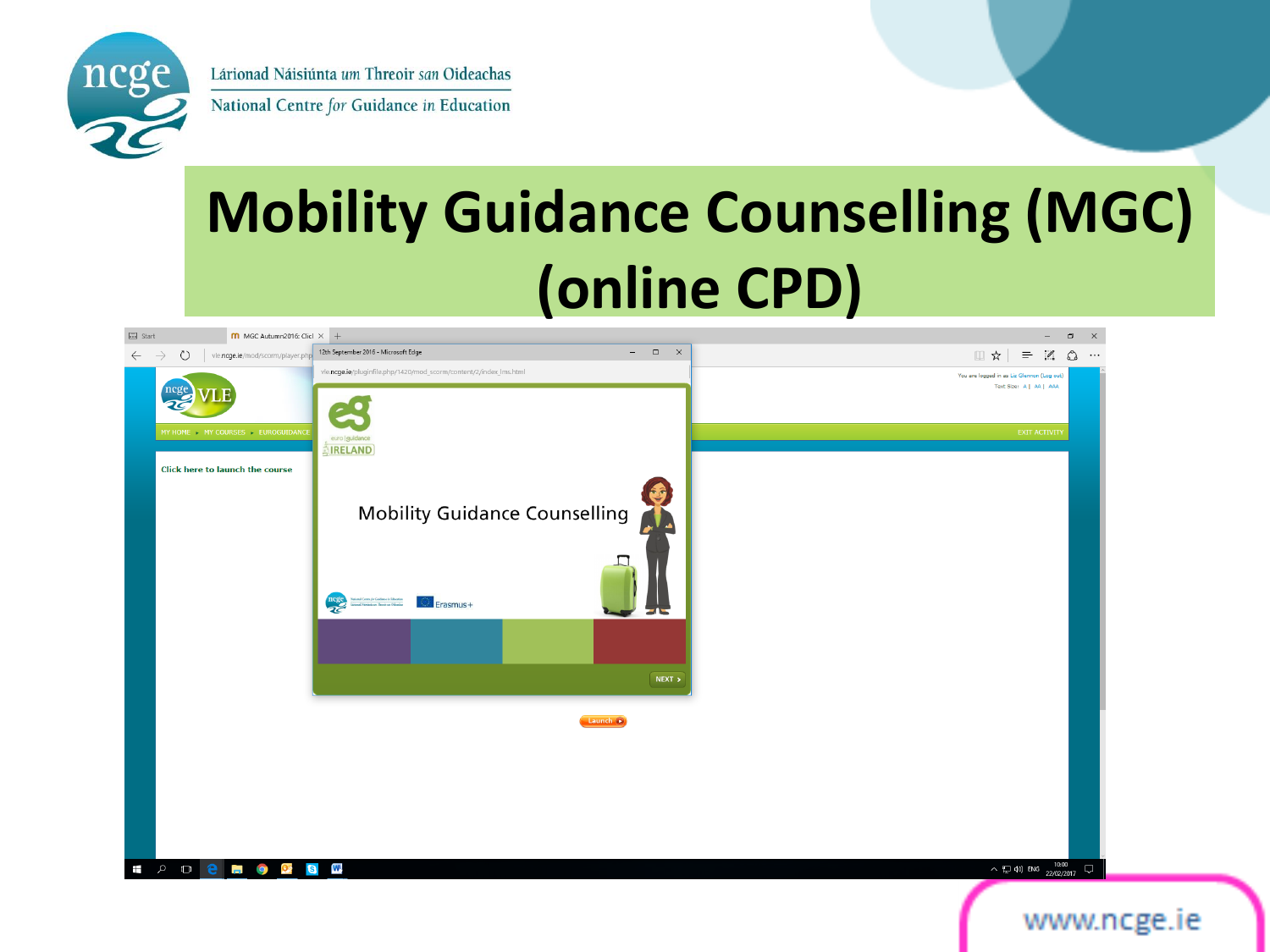# Mobility Guidance Counselling (MGC) (online CPD)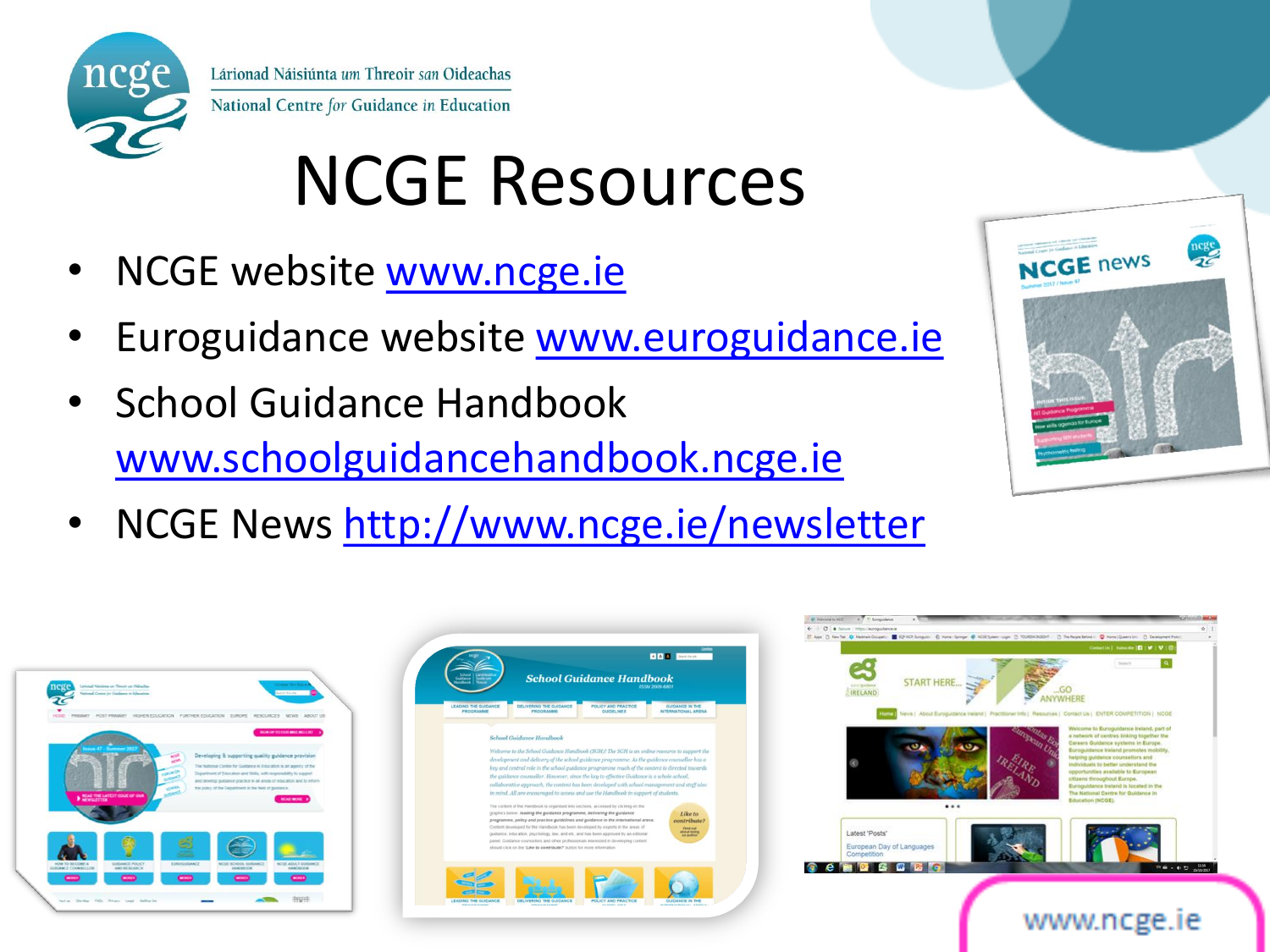Lárionad Náisiúnta *um* Threoir *san* Oideachas
National Centre *for* Guidance *in* Education

# NCGE Resources

- NCGE website www.ncge.ie
- Euroguidance website www.euroguidance.ie
- School Guidance Handbook www.schoolguidancehandbook.ncge.ie
- NCGE News http://www.ncge.ie/newsletter

www.ncge.ie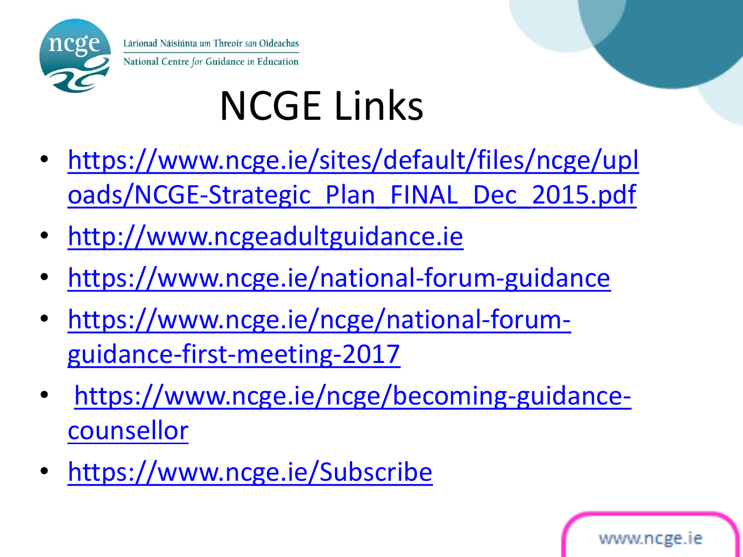# NCGE Links

- https://www.ncge.ie/sites/default/files/ncge/uploads/NCGE-Strategic_Plan_FINAL_Dec_2015.pdf
- http://www.ncgeadultguidance.ie
- https://www.ncge.ie/national-forum-guidance
- https://www.ncge.ie/ncge/national-forum-guidance-first-meeting-2017
- https://www.ncge.ie/ncge/becoming-guidance-counsellor
- https://www.ncge.ie/Subscribe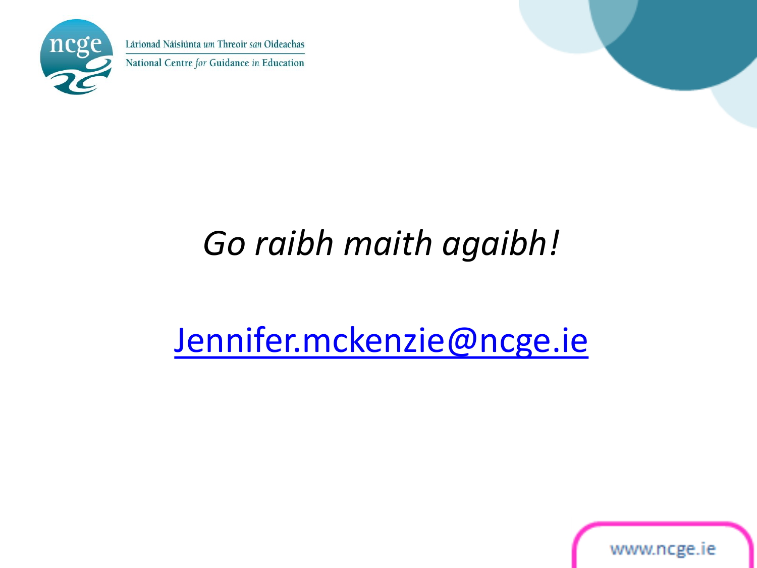*Go raibh maith agaibh!*

Jennifer.mckenzie@ncge.ie